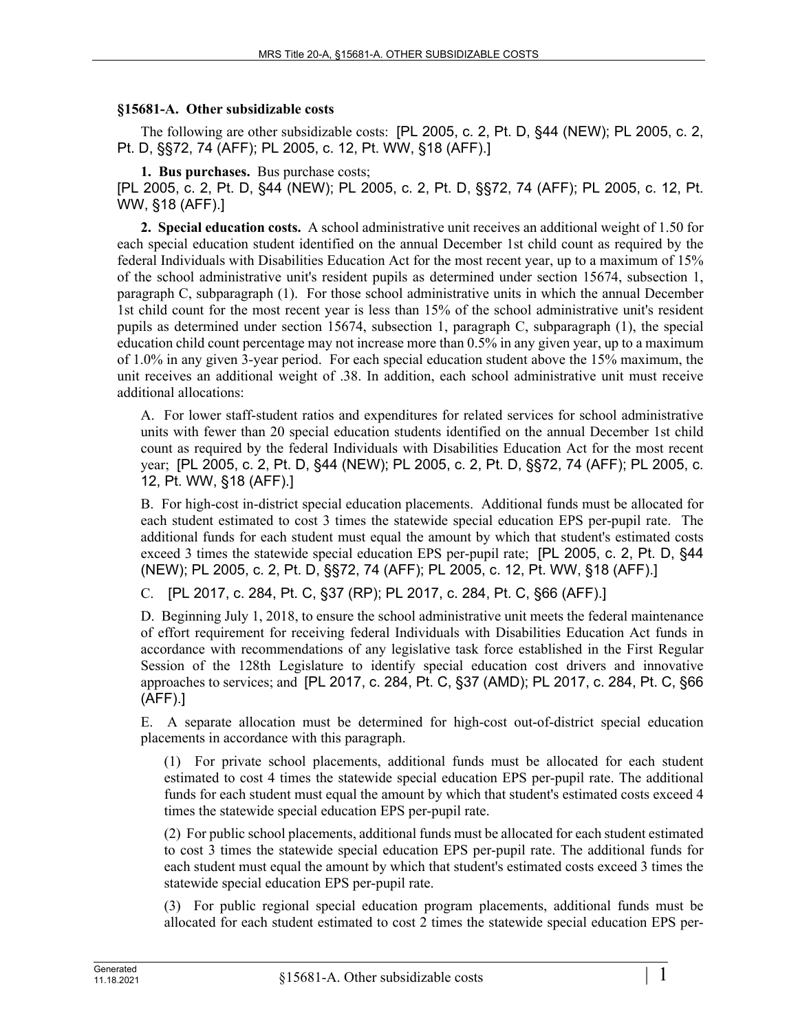## §15681-A. Other subsidizable costs

The following are other subsidizable costs: [PL 2005, c. 2, Pt. D, §44 (NEW); PL 2005, c. 2, Pt. D, §§72, 74 (AFF); PL 2005, c. 12, Pt. WW, §18 (AFF).]

**1. Bus purchases.** Bus purchase costs;

[PL 2005, c. 2, Pt. D, §44 (NEW); PL 2005, c. 2, Pt. D, §§72, 74 (AFF); PL 2005, c. 12, Pt. WW, §18 (AFF).]

**2. Special education costs.** A school administrative unit receives an additional weight of 1.50 for each special education student identified on the annual December 1st child count as required by the federal Individuals with Disabilities Education Act for the most recent year, up to a maximum of 15% of the school administrative unit's resident pupils as determined under section 15674, subsection 1, paragraph C, subparagraph (1). For those school administrative units in which the annual December 1st child count for the most recent year is less than 15% of the school administrative unit's resident pupils as determined under section 15674, subsection 1, paragraph C, subparagraph (1), the special education child count percentage may not increase more than 0.5% in any given year, up to a maximum of 1.0% in any given 3-year period. For each special education student above the 15% maximum, the unit receives an additional weight of .38. In addition, each school administrative unit must receive additional allocations:

A. For lower staff-student ratios and expenditures for related services for school administrative units with fewer than 20 special education students identified on the annual December 1st child count as required by the federal Individuals with Disabilities Education Act for the most recent year; [PL 2005, c. 2, Pt. D, §44 (NEW); PL 2005, c. 2, Pt. D, §§72, 74 (AFF); PL 2005, c. 12, Pt. WW, §18 (AFF).]

B. For high-cost in-district special education placements. Additional funds must be allocated for each student estimated to cost 3 times the statewide special education EPS per-pupil rate. The additional funds for each student must equal the amount by which that student's estimated costs exceed 3 times the statewide special education EPS per-pupil rate; [PL 2005, c. 2, Pt. D, §44 (NEW); PL 2005, c. 2, Pt. D, §§72, 74 (AFF); PL 2005, c. 12, Pt. WW, §18 (AFF).]

C. [PL 2017, c. 284, Pt. C, §37 (RP); PL 2017, c. 284, Pt. C, §66 (AFF).]

D. Beginning July 1, 2018, to ensure the school administrative unit meets the federal maintenance of effort requirement for receiving federal Individuals with Disabilities Education Act funds in accordance with recommendations of any legislative task force established in the First Regular Session of the 128th Legislature to identify special education cost drivers and innovative approaches to services; and [PL 2017, c. 284, Pt. C, §37 (AMD); PL 2017, c. 284, Pt. C, §66 (AFF).]

E. A separate allocation must be determined for high-cost out-of-district special education placements in accordance with this paragraph.

(1) For private school placements, additional funds must be allocated for each student estimated to cost 4 times the statewide special education EPS per-pupil rate. The additional funds for each student must equal the amount by which that student's estimated costs exceed 4 times the statewide special education EPS per-pupil rate.

(2) For public school placements, additional funds must be allocated for each student estimated to cost 3 times the statewide special education EPS per-pupil rate. The additional funds for each student must equal the amount by which that student's estimated costs exceed 3 times the statewide special education EPS per-pupil rate.

(3) For public regional special education program placements, additional funds must be allocated for each student estimated to cost 2 times the statewide special education EPS per-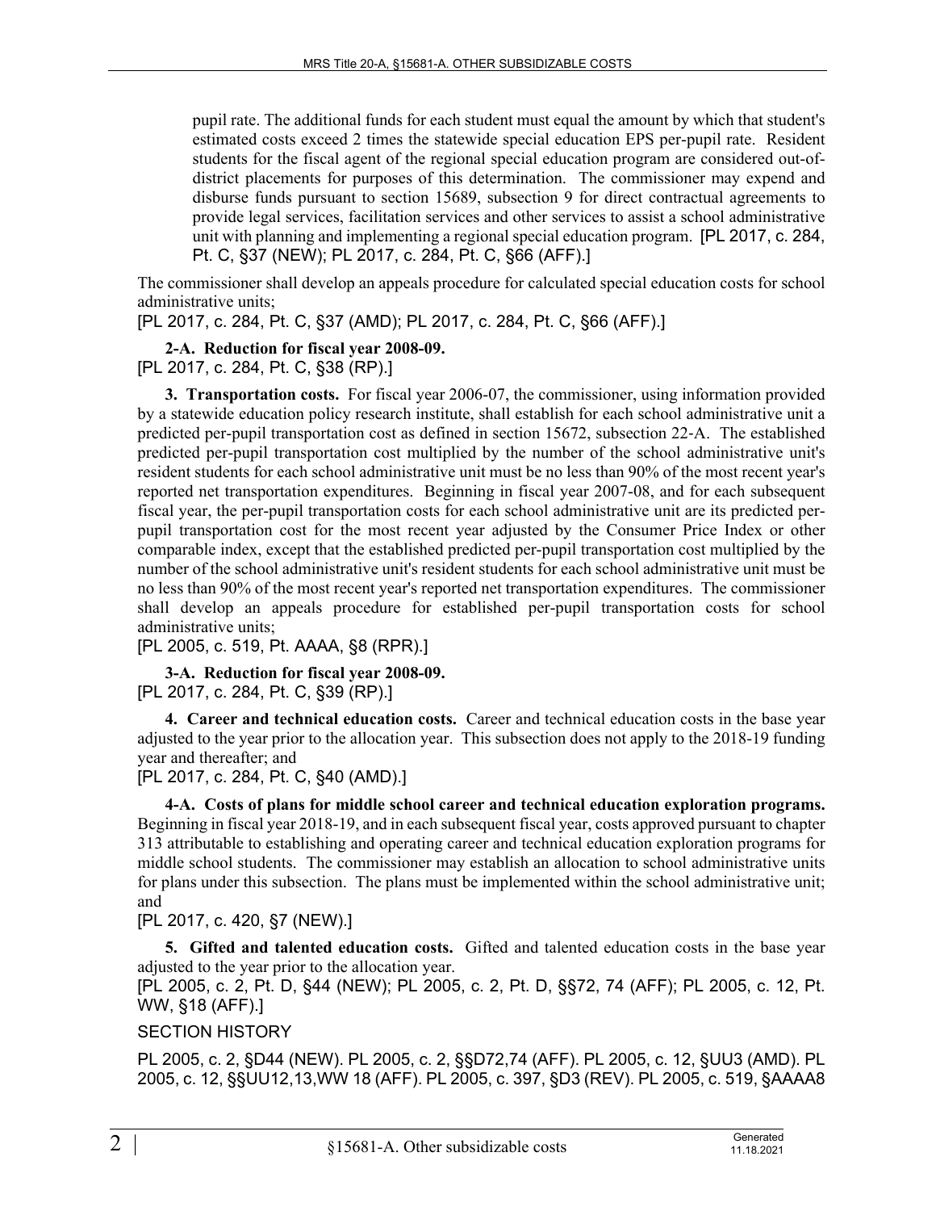pupil rate. The additional funds for each student must equal the amount by which that student's estimated costs exceed 2 times the statewide special education EPS per-pupil rate. Resident students for the fiscal agent of the regional special education program are considered out-of-district placements for purposes of this determination. The commissioner may expend and disburse funds pursuant to section 15689, subsection 9 for direct contractual agreements to provide legal services, facilitation services and other services to assist a school administrative unit with planning and implementing a regional special education program. [PL 2017, c. 284, Pt. C, §37 (NEW); PL 2017, c. 284, Pt. C, §66 (AFF).]

The commissioner shall develop an appeals procedure for calculated special education costs for school administrative units;

[PL 2017, c. 284, Pt. C, §37 (AMD); PL 2017, c. 284, Pt. C, §66 (AFF).]

**2-A. Reduction for fiscal year 2008-09.**

[PL 2017, c. 284, Pt. C, §38 (RP).]

**3. Transportation costs.** For fiscal year 2006-07, the commissioner, using information provided by a statewide education policy research institute, shall establish for each school administrative unit a predicted per-pupil transportation cost as defined in section 15672, subsection 22-A. The established predicted per-pupil transportation cost multiplied by the number of the school administrative unit's resident students for each school administrative unit must be no less than 90% of the most recent year's reported net transportation expenditures. Beginning in fiscal year 2007-08, and for each subsequent fiscal year, the per-pupil transportation costs for each school administrative unit are its predicted per-pupil transportation cost for the most recent year adjusted by the Consumer Price Index or other comparable index, except that the established predicted per-pupil transportation cost multiplied by the number of the school administrative unit's resident students for each school administrative unit must be no less than 90% of the most recent year's reported net transportation expenditures. The commissioner shall develop an appeals procedure for established per-pupil transportation costs for school administrative units;

[PL 2005, c. 519, Pt. AAAA, §8 (RPR).]

**3-A. Reduction for fiscal year 2008-09.**

[PL 2017, c. 284, Pt. C, §39 (RP).]

**4. Career and technical education costs.** Career and technical education costs in the base year adjusted to the year prior to the allocation year. This subsection does not apply to the 2018-19 funding year and thereafter; and

[PL 2017, c. 284, Pt. C, §40 (AMD).]

**4-A. Costs of plans for middle school career and technical education exploration programs.** Beginning in fiscal year 2018-19, and in each subsequent fiscal year, costs approved pursuant to chapter 313 attributable to establishing and operating career and technical education exploration programs for middle school students. The commissioner may establish an allocation to school administrative units for plans under this subsection. The plans must be implemented within the school administrative unit; and

[PL 2017, c. 420, §7 (NEW).]

**5. Gifted and talented education costs.** Gifted and talented education costs in the base year adjusted to the year prior to the allocation year.

[PL 2005, c. 2, Pt. D, §44 (NEW); PL 2005, c. 2, Pt. D, §§72, 74 (AFF); PL 2005, c. 12, Pt. WW, §18 (AFF).]

SECTION HISTORY

PL 2005, c. 2, §D44 (NEW). PL 2005, c. 2, §§D72,74 (AFF). PL 2005, c. 12, §UU3 (AMD). PL 2005, c. 12, §§UU12,13,WW 18 (AFF). PL 2005, c. 397, §D3 (REV). PL 2005, c. 519, §AAAA8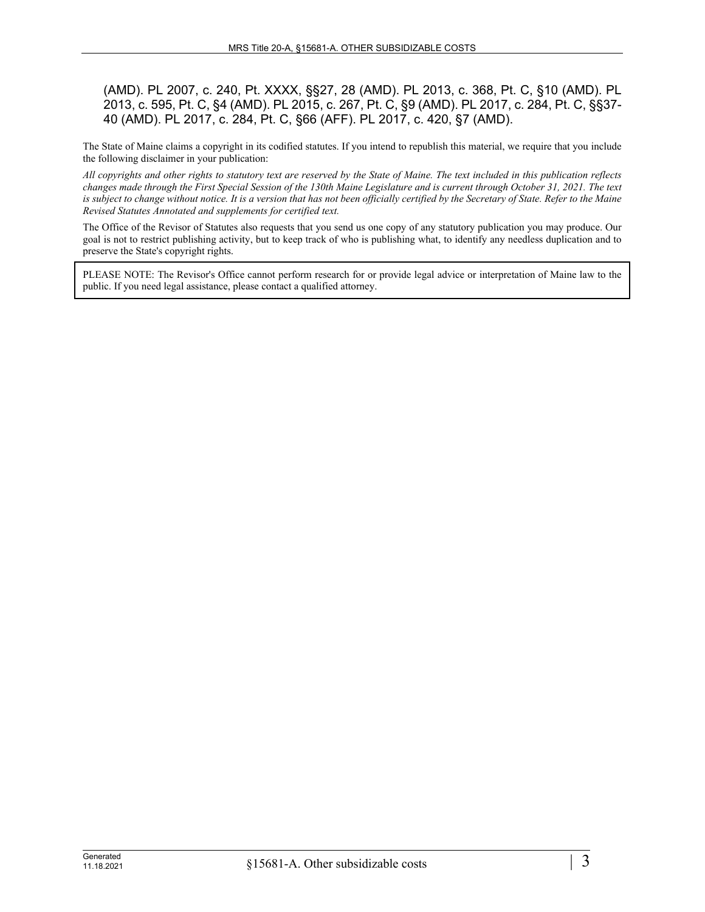(AMD). PL 2007, c. 240, Pt. XXXX, §§27, 28 (AMD). PL 2013, c. 368, Pt. C, §10 (AMD). PL 2013, c. 595, Pt. C, §4 (AMD). PL 2015, c. 267, Pt. C, §9 (AMD). PL 2017, c. 284, Pt. C, §§37-40 (AMD). PL 2017, c. 284, Pt. C, §66 (AFF). PL 2017, c. 420, §7 (AMD).

The State of Maine claims a copyright in its codified statutes. If you intend to republish this material, we require that you include the following disclaimer in your publication:

*All copyrights and other rights to statutory text are reserved by the State of Maine. The text included in this publication reflects changes made through the First Special Session of the 130th Maine Legislature and is current through October 31, 2021. The text is subject to change without notice. It is a version that has not been officially certified by the Secretary of State. Refer to the Maine Revised Statutes Annotated and supplements for certified text.*

The Office of the Revisor of Statutes also requests that you send us one copy of any statutory publication you may produce. Our goal is not to restrict publishing activity, but to keep track of who is publishing what, to identify any needless duplication and to preserve the State's copyright rights.

PLEASE NOTE: The Revisor's Office cannot perform research for or provide legal advice or interpretation of Maine law to the public. If you need legal assistance, please contact a qualified attorney.